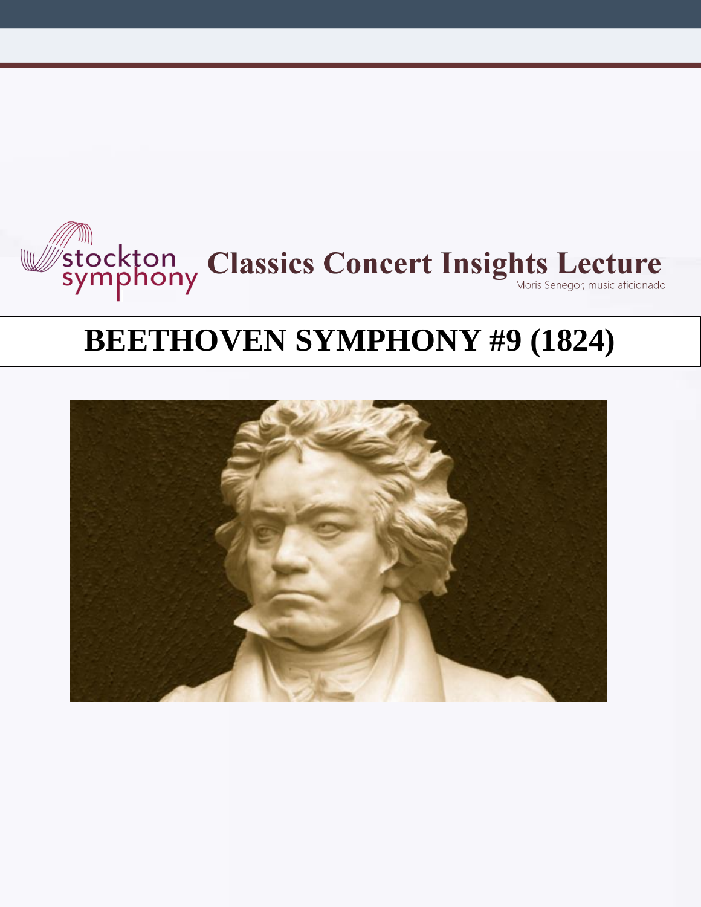stockton symphony **Classics Concert Insights Lecture**

Moris Senegor, music aficionado

# BEETHOVEN SYMPHONY #9 (1824)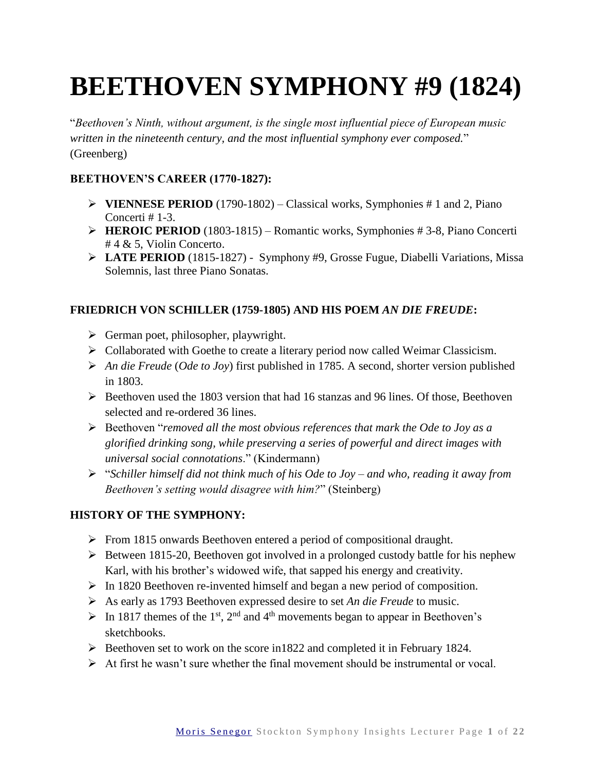# BEETHOVEN SYMPHONY #9 (1824)

"*Beethoven's Ninth, without argument, is the single most influential piece of European music written in the nineteenth century, and the most influential symphony ever composed.*" (Greenberg)

### BEETHOVEN'S CAREER (1770-1827):

- **VIENNESE PERIOD** (1790-1802) – Classical works, Symphonies # 1 and 2, Piano Concerti # 1-3.
- **HEROIC PERIOD** (1803-1815) – Romantic works, Symphonies # 3-8, Piano Concerti # 4 & 5, Violin Concerto.
- **LATE PERIOD** (1815-1827) - Symphony #9, Grosse Fugue, Diabelli Variations, Missa Solemnis, last three Piano Sonatas.

### FRIEDRICH VON SCHILLER (1759-1805) AND HIS POEM *AN DIE FREUDE*:

- German poet, philosopher, playwright.
- Collaborated with Goethe to create a literary period now called Weimar Classicism.
- *An die Freude* (*Ode to Joy*) first published in 1785. A second, shorter version published in 1803.
- Beethoven used the 1803 version that had 16 stanzas and 96 lines. Of those, Beethoven selected and re-ordered 36 lines.
- Beethoven "*removed all the most obvious references that mark the Ode to Joy as a glorified drinking song, while preserving a series of powerful and direct images with universal social connotations*." (Kindermann)
- "*Schiller himself did not think much of his Ode to Joy – and who, reading it away from Beethoven's setting would disagree with him?*" (Steinberg)

### HISTORY OF THE SYMPHONY:

- From 1815 onwards Beethoven entered a period of compositional draught.
- Between 1815-20, Beethoven got involved in a prolonged custody battle for his nephew Karl, with his brother's widowed wife, that sapped his energy and creativity.
- In 1820 Beethoven re-invented himself and began a new period of composition.
- As early as 1793 Beethoven expressed desire to set *An die Freude* to music.
- In 1817 themes of the 1st, 2nd and 4th movements began to appear in Beethoven's sketchbooks.
- Beethoven set to work on the score in1822 and completed it in February 1824.
- At first he wasn't sure whether the final movement should be instrumental or vocal.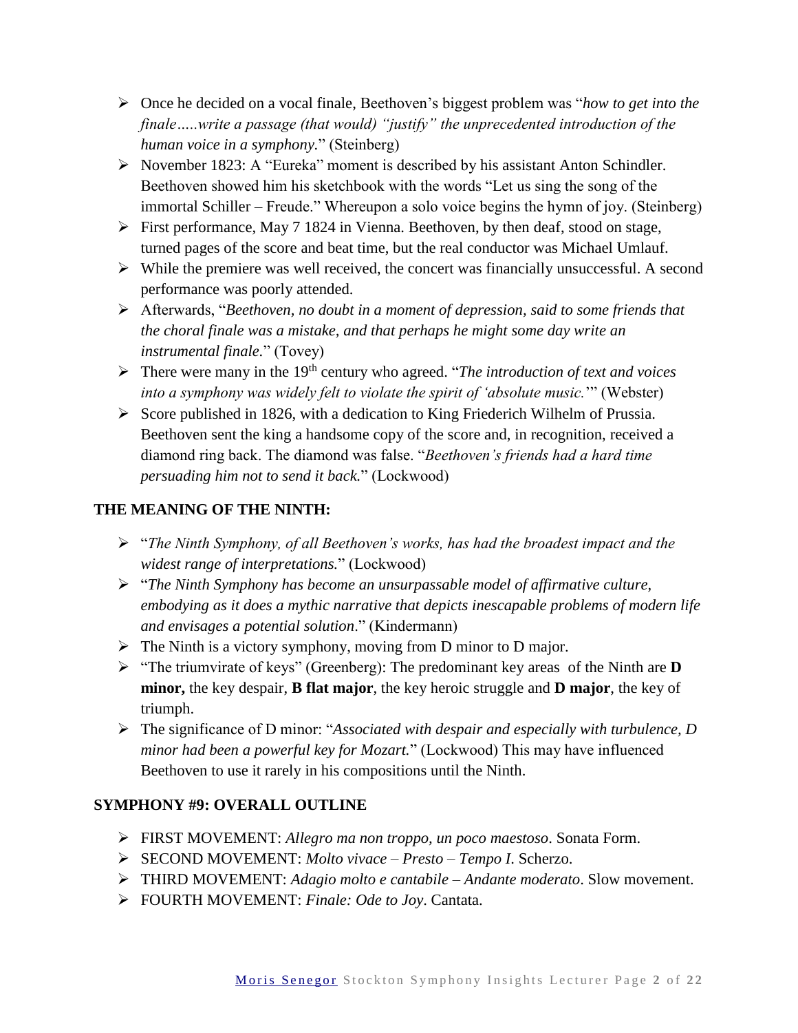- Once he decided on a vocal finale, Beethoven's biggest problem was "*how to get into the finale…..write a passage (that would) "justify" the unprecedented introduction of the human voice in a symphony.*" (Steinberg)
- November 1823: A "Eureka" moment is described by his assistant Anton Schindler. Beethoven showed him his sketchbook with the words "Let us sing the song of the immortal Schiller – Freude." Whereupon a solo voice begins the hymn of joy. (Steinberg)
- First performance, May 7 1824 in Vienna. Beethoven, by then deaf, stood on stage, turned pages of the score and beat time, but the real conductor was Michael Umlauf.
- While the premiere was well received, the concert was financially unsuccessful. A second performance was poorly attended.
- Afterwards, "*Beethoven, no doubt in a moment of depression, said to some friends that the choral finale was a mistake, and that perhaps he might some day write an instrumental finale.*" (Tovey)
- There were many in the 19th century who agreed. "*The introduction of text and voices into a symphony was widely felt to violate the spirit of 'absolute music.'*" (Webster)
- Score published in 1826, with a dedication to King Friederich Wilhelm of Prussia. Beethoven sent the king a handsome copy of the score and, in recognition, received a diamond ring back. The diamond was false. "*Beethoven's friends had a hard time persuading him not to send it back.*" (Lockwood)

## THE MEANING OF THE NINTH:

- "*The Ninth Symphony, of all Beethoven's works, has had the broadest impact and the widest range of interpretations.*" (Lockwood)
- "*The Ninth Symphony has become an unsurpassable model of affirmative culture, embodying as it does a mythic narrative that depicts inescapable problems of modern life and envisages a potential solution*." (Kindermann)
- The Ninth is a victory symphony, moving from D minor to D major.
- "The triumvirate of keys" (Greenberg): The predominant key areas of the Ninth are **D minor,** the key despair, **B flat major**, the key heroic struggle and **D major**, the key of triumph.
- The significance of D minor: "*Associated with despair and especially with turbulence, D minor had been a powerful key for Mozart.*" (Lockwood) This may have influenced Beethoven to use it rarely in his compositions until the Ninth.

## SYMPHONY #9: OVERALL OUTLINE

- FIRST MOVEMENT: *Allegro ma non troppo, un poco maestoso*. Sonata Form.
- SECOND MOVEMENT: *Molto vivace – Presto – Tempo I*. Scherzo.
- THIRD MOVEMENT: *Adagio molto e cantabile – Andante moderato*. Slow movement.
- FOURTH MOVEMENT: *Finale: Ode to Joy*. Cantata.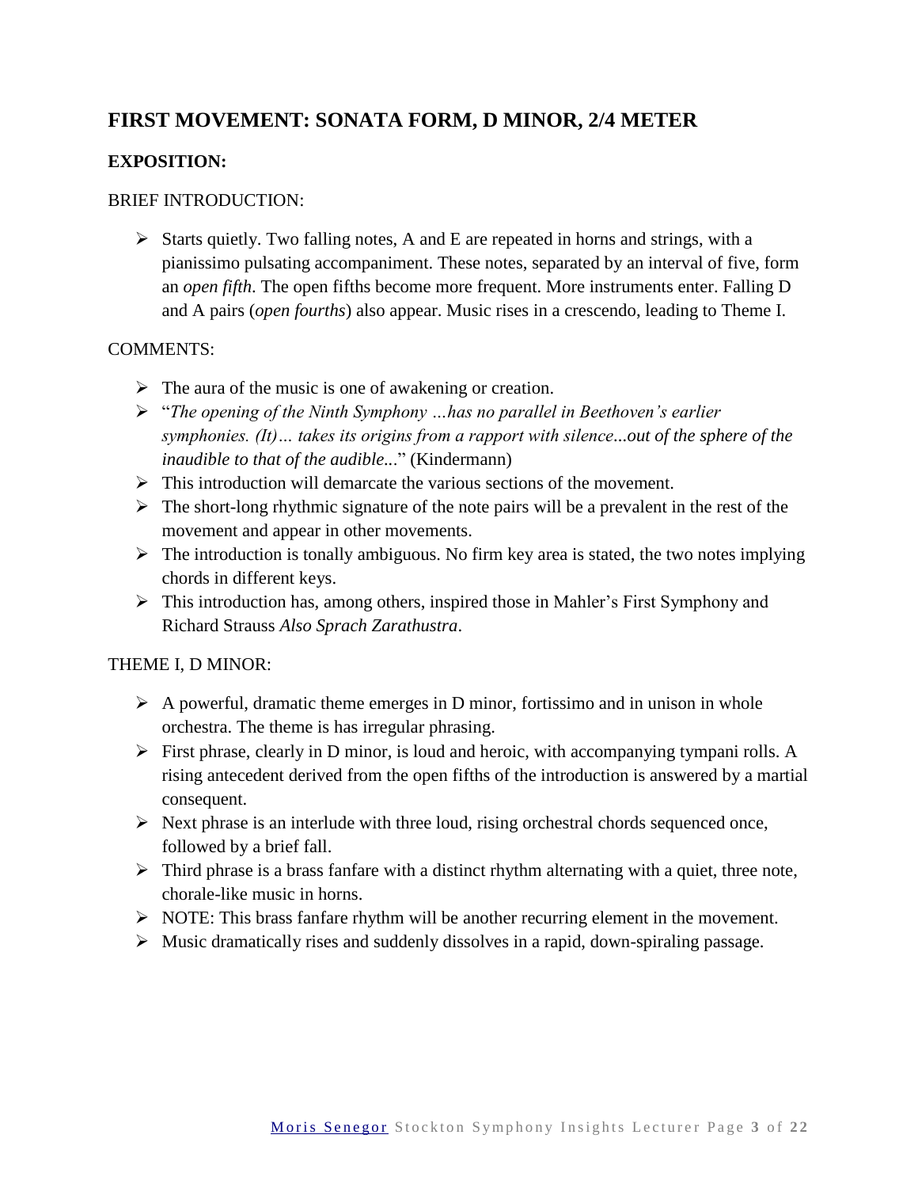## FIRST MOVEMENT: SONATA FORM, D MINOR, 2/4 METER

### EXPOSITION:

BRIEF INTRODUCTION:

- Starts quietly. Two falling notes, A and E are repeated in horns and strings, with a pianissimo pulsating accompaniment. These notes, separated by an interval of five, form an *open fifth*. The open fifths become more frequent. More instruments enter. Falling D and A pairs (*open fourths*) also appear. Music rises in a crescendo, leading to Theme I.

COMMENTS:

- The aura of the music is one of awakening or creation.
- "*The opening of the Ninth Symphony …has no parallel in Beethoven's earlier symphonies. (It)… takes its origins from a rapport with silence...out of the sphere of the inaudible to that of the audible...*" (Kindermann)
- This introduction will demarcate the various sections of the movement.
- The short-long rhythmic signature of the note pairs will be a prevalent in the rest of the movement and appear in other movements.
- The introduction is tonally ambiguous. No firm key area is stated, the two notes implying chords in different keys.
- This introduction has, among others, inspired those in Mahler's First Symphony and Richard Strauss *Also Sprach Zarathustra*.

THEME I, D MINOR:

- A powerful, dramatic theme emerges in D minor, fortissimo and in unison in whole orchestra. The theme is has irregular phrasing.
- First phrase, clearly in D minor, is loud and heroic, with accompanying tympani rolls. A rising antecedent derived from the open fifths of the introduction is answered by a martial consequent.
- Next phrase is an interlude with three loud, rising orchestral chords sequenced once, followed by a brief fall.
- Third phrase is a brass fanfare with a distinct rhythm alternating with a quiet, three note, chorale-like music in horns.
- NOTE: This brass fanfare rhythm will be another recurring element in the movement.
- Music dramatically rises and suddenly dissolves in a rapid, down-spiraling passage.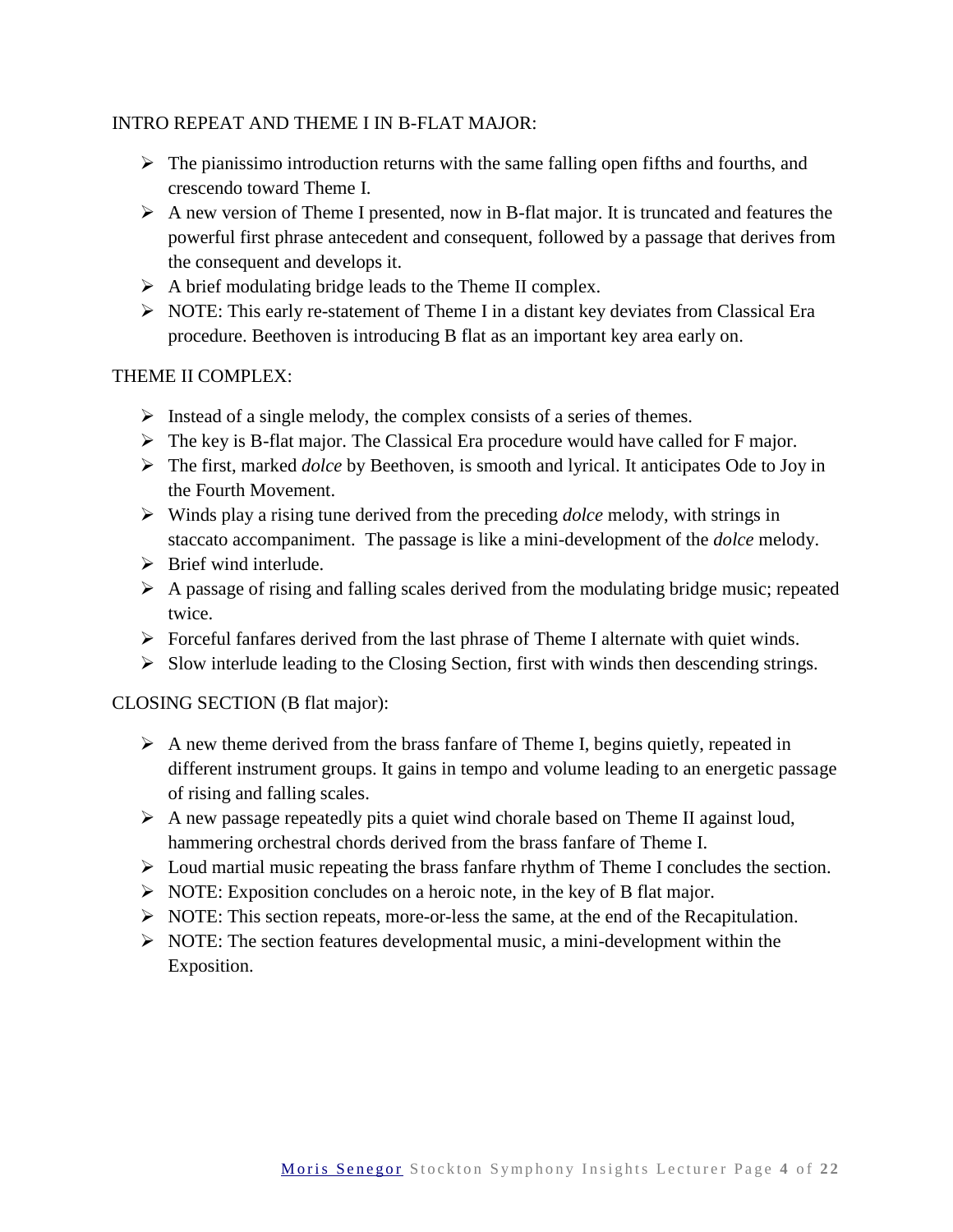INTRO REPEAT AND THEME I IN B-FLAT MAJOR:

- The pianissimo introduction returns with the same falling open fifths and fourths, and crescendo toward Theme I.
- A new version of Theme I presented, now in B-flat major. It is truncated and features the powerful first phrase antecedent and consequent, followed by a passage that derives from the consequent and develops it.
- A brief modulating bridge leads to the Theme II complex.
- NOTE: This early re-statement of Theme I in a distant key deviates from Classical Era procedure. Beethoven is introducing B flat as an important key area early on.

THEME II COMPLEX:

- Instead of a single melody, the complex consists of a series of themes.
- The key is B-flat major. The Classical Era procedure would have called for F major.
- The first, marked *dolce* by Beethoven, is smooth and lyrical. It anticipates Ode to Joy in the Fourth Movement.
- Winds play a rising tune derived from the preceding *dolce* melody, with strings in staccato accompaniment. The passage is like a mini-development of the *dolce* melody.
- Brief wind interlude.
- A passage of rising and falling scales derived from the modulating bridge music; repeated twice.
- Forceful fanfares derived from the last phrase of Theme I alternate with quiet winds.
- Slow interlude leading to the Closing Section, first with winds then descending strings.

CLOSING SECTION (B flat major):

- A new theme derived from the brass fanfare of Theme I, begins quietly, repeated in different instrument groups. It gains in tempo and volume leading to an energetic passage of rising and falling scales.
- A new passage repeatedly pits a quiet wind chorale based on Theme II against loud, hammering orchestral chords derived from the brass fanfare of Theme I.
- Loud martial music repeating the brass fanfare rhythm of Theme I concludes the section.
- NOTE: Exposition concludes on a heroic note, in the key of B flat major.
- NOTE: This section repeats, more-or-less the same, at the end of the Recapitulation.
- NOTE: The section features developmental music, a mini-development within the Exposition.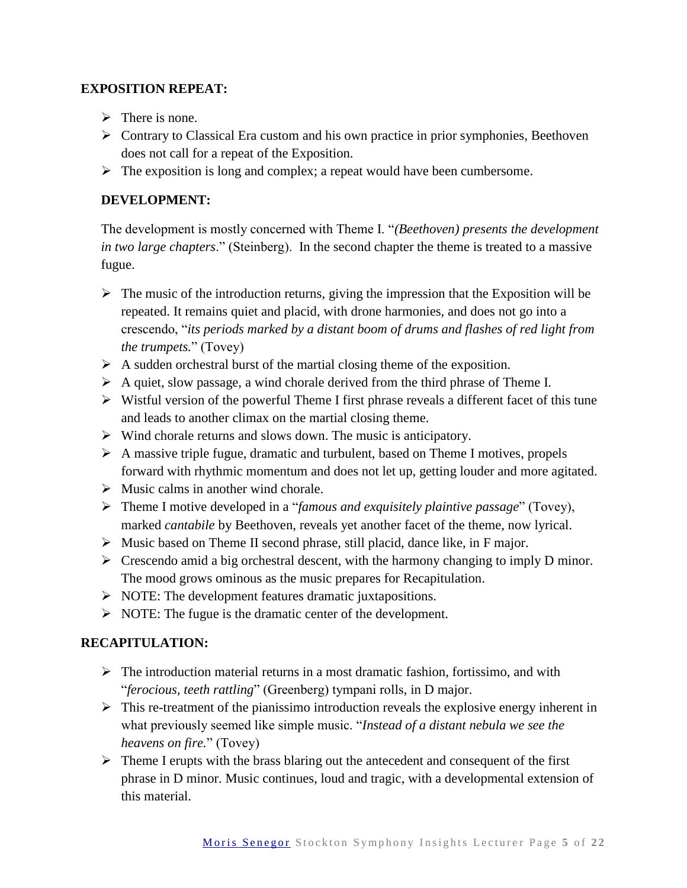**EXPOSITION REPEAT:**

- There is none.
- Contrary to Classical Era custom and his own practice in prior symphonies, Beethoven does not call for a repeat of the Exposition.
- The exposition is long and complex; a repeat would have been cumbersome.

**DEVELOPMENT:**

The development is mostly concerned with Theme I. "*(Beethoven) presents the development in two large chapters*." (Steinberg). In the second chapter the theme is treated to a massive fugue.

- The music of the introduction returns, giving the impression that the Exposition will be repeated. It remains quiet and placid, with drone harmonies, and does not go into a crescendo, "*its periods marked by a distant boom of drums and flashes of red light from the trumpets.*" (Tovey)
- A sudden orchestral burst of the martial closing theme of the exposition.
- A quiet, slow passage, a wind chorale derived from the third phrase of Theme I.
- Wistful version of the powerful Theme I first phrase reveals a different facet of this tune and leads to another climax on the martial closing theme.
- Wind chorale returns and slows down. The music is anticipatory.
- A massive triple fugue, dramatic and turbulent, based on Theme I motives, propels forward with rhythmic momentum and does not let up, getting louder and more agitated.
- Music calms in another wind chorale.
- Theme I motive developed in a "*famous and exquisitely plaintive passage*" (Tovey), marked *cantabile* by Beethoven, reveals yet another facet of the theme, now lyrical.
- Music based on Theme II second phrase, still placid, dance like, in F major.
- Crescendo amid a big orchestral descent, with the harmony changing to imply D minor. The mood grows ominous as the music prepares for Recapitulation.
- NOTE: The development features dramatic juxtapositions.
- NOTE: The fugue is the dramatic center of the development.

**RECAPITULATION:**

- The introduction material returns in a most dramatic fashion, fortissimo, and with "*ferocious, teeth rattling*" (Greenberg) tympani rolls, in D major.
- This re-treatment of the pianissimo introduction reveals the explosive energy inherent in what previously seemed like simple music. "*Instead of a distant nebula we see the heavens on fire.*" (Tovey)
- Theme I erupts with the brass blaring out the antecedent and consequent of the first phrase in D minor. Music continues, loud and tragic, with a developmental extension of this material.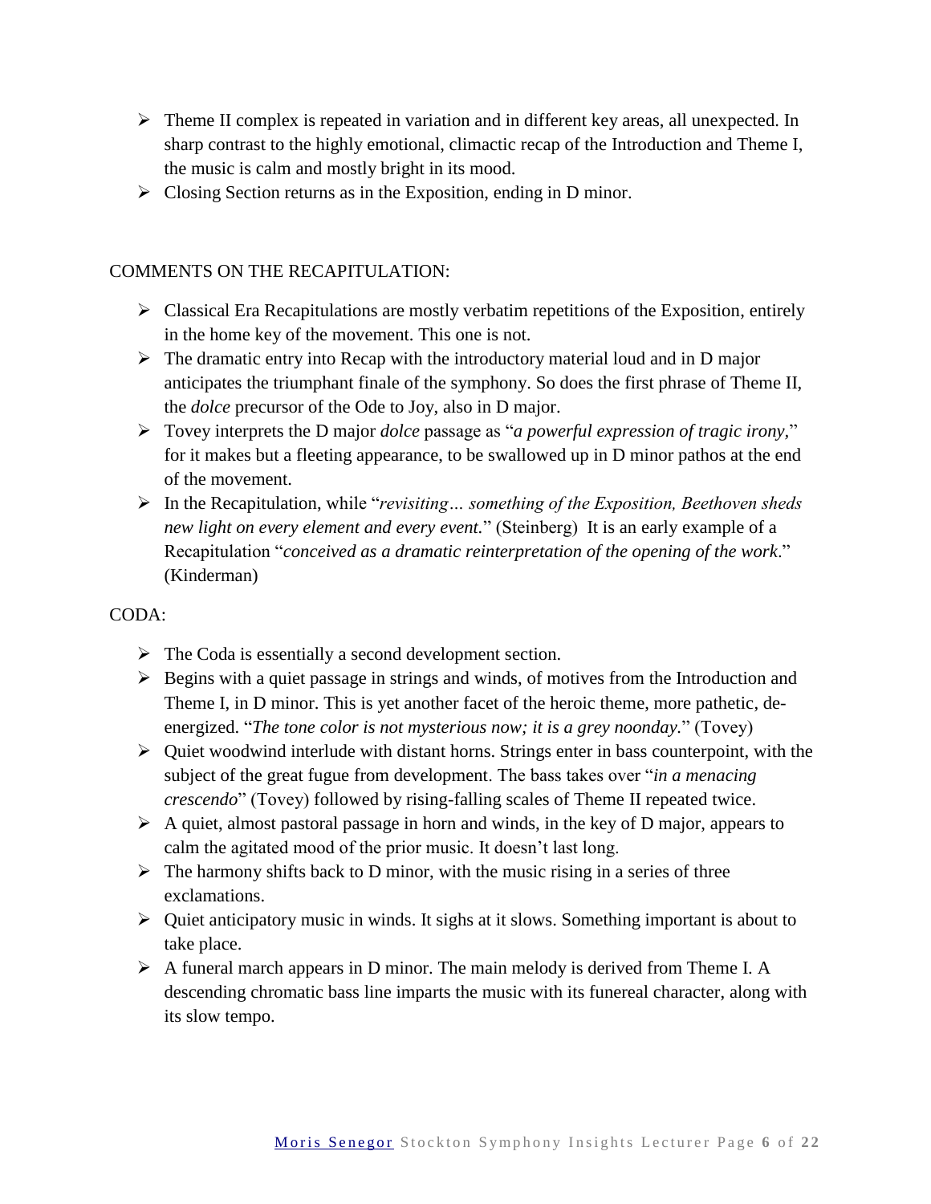- Theme II complex is repeated in variation and in different key areas, all unexpected. In sharp contrast to the highly emotional, climactic recap of the Introduction and Theme I, the music is calm and mostly bright in its mood.
- Closing Section returns as in the Exposition, ending in D minor.

COMMENTS ON THE RECAPITULATION:

- Classical Era Recapitulations are mostly verbatim repetitions of the Exposition, entirely in the home key of the movement. This one is not.
- The dramatic entry into Recap with the introductory material loud and in D major anticipates the triumphant finale of the symphony. So does the first phrase of Theme II, the *dolce* precursor of the Ode to Joy, also in D major.
- Tovey interprets the D major *dolce* passage as "*a powerful expression of tragic irony*," for it makes but a fleeting appearance, to be swallowed up in D minor pathos at the end of the movement.
- In the Recapitulation, while "*revisiting… something of the Exposition, Beethoven sheds new light on every element and every event.*" (Steinberg) It is an early example of a Recapitulation "*conceived as a dramatic reinterpretation of the opening of the work*." (Kinderman)

CODA:

- The Coda is essentially a second development section.
- Begins with a quiet passage in strings and winds, of motives from the Introduction and Theme I, in D minor. This is yet another facet of the heroic theme, more pathetic, de-energized. "*The tone color is not mysterious now; it is a grey noonday.*" (Tovey)
- Quiet woodwind interlude with distant horns. Strings enter in bass counterpoint, with the subject of the great fugue from development. The bass takes over "*in a menacing crescendo*" (Tovey) followed by rising-falling scales of Theme II repeated twice.
- A quiet, almost pastoral passage in horn and winds, in the key of D major, appears to calm the agitated mood of the prior music. It doesn't last long.
- The harmony shifts back to D minor, with the music rising in a series of three exclamations.
- Quiet anticipatory music in winds. It sighs at it slows. Something important is about to take place.
- A funeral march appears in D minor. The main melody is derived from Theme I. A descending chromatic bass line imparts the music with its funereal character, along with its slow tempo.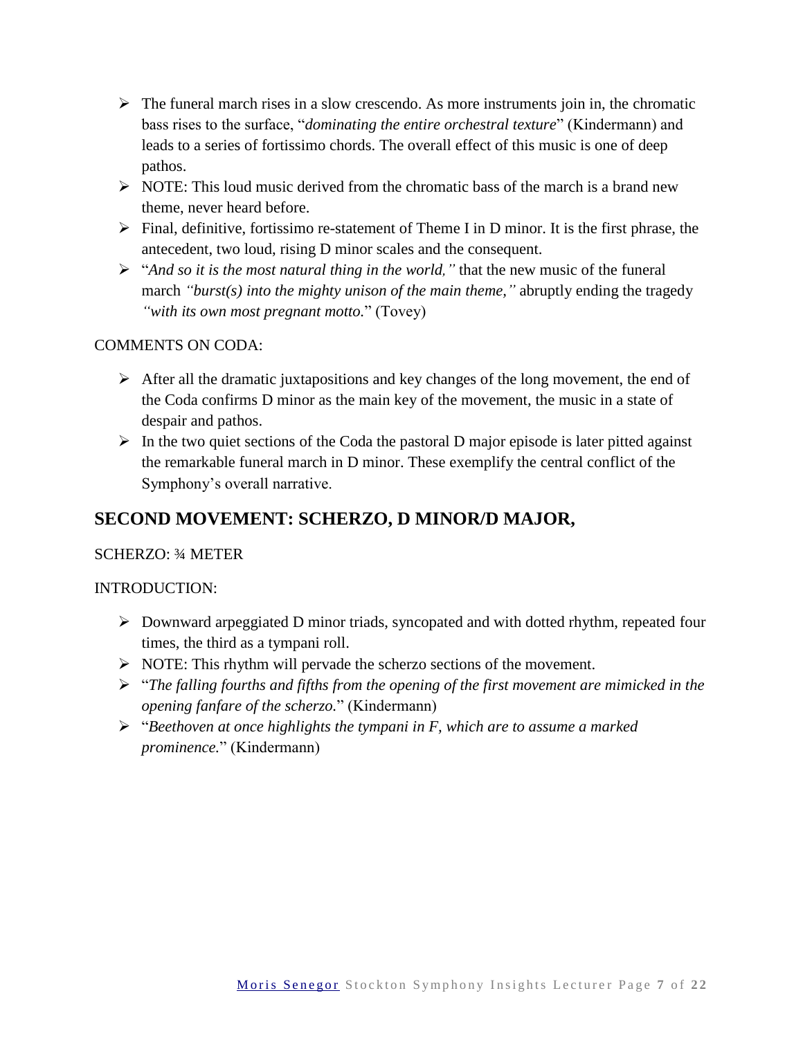- The funeral march rises in a slow crescendo. As more instruments join in, the chromatic bass rises to the surface, "*dominating the entire orchestral texture*" (Kindermann) and leads to a series of fortissimo chords. The overall effect of this music is one of deep pathos.
- NOTE: This loud music derived from the chromatic bass of the march is a brand new theme, never heard before.
- Final, definitive, fortissimo re-statement of Theme I in D minor. It is the first phrase, the antecedent, two loud, rising D minor scales and the consequent.
- "*And so it is the most natural thing in the world,"* that the new music of the funeral march *"burst(s) into the mighty unison of the main theme,"* abruptly ending the tragedy *"with its own most pregnant motto.*" (Tovey)

COMMENTS ON CODA:

- After all the dramatic juxtapositions and key changes of the long movement, the end of the Coda confirms D minor as the main key of the movement, the music in a state of despair and pathos.
- In the two quiet sections of the Coda the pastoral D major episode is later pitted against the remarkable funeral march in D minor. These exemplify the central conflict of the Symphony's overall narrative.

## SECOND MOVEMENT: SCHERZO, D MINOR/D MAJOR,

SCHERZO: ¾ METER

INTRODUCTION:

- Downward arpeggiated D minor triads, syncopated and with dotted rhythm, repeated four times, the third as a tympani roll.
- NOTE: This rhythm will pervade the scherzo sections of the movement.
- "*The falling fourths and fifths from the opening of the first movement are mimicked in the opening fanfare of the scherzo.*" (Kindermann)
- "*Beethoven at once highlights the tympani in F, which are to assume a marked prominence.*" (Kindermann)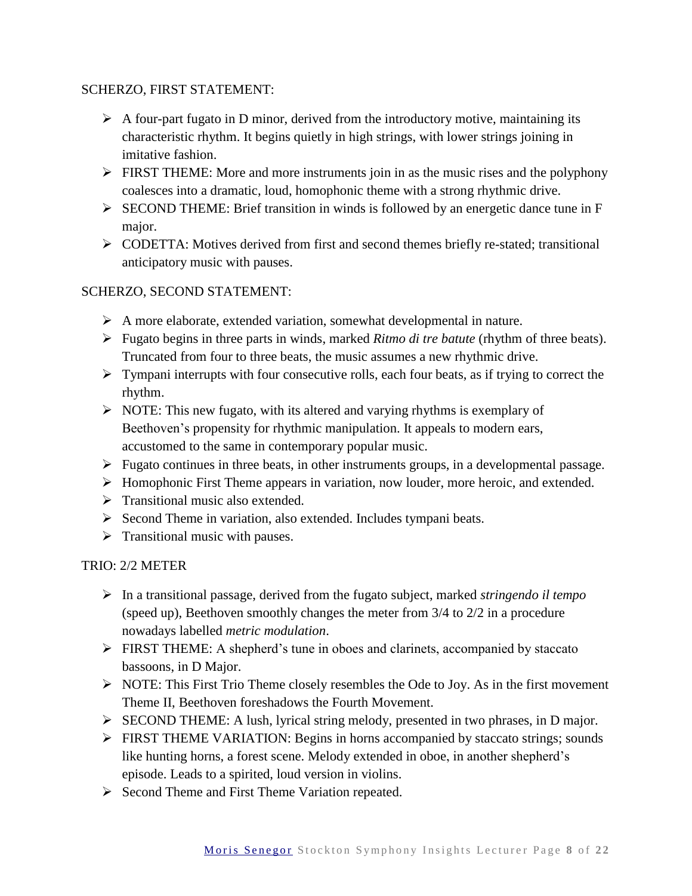SCHERZO, FIRST STATEMENT:

- A four-part fugato in D minor, derived from the introductory motive, maintaining its characteristic rhythm. It begins quietly in high strings, with lower strings joining in imitative fashion.
- FIRST THEME: More and more instruments join in as the music rises and the polyphony coalesces into a dramatic, loud, homophonic theme with a strong rhythmic drive.
- SECOND THEME: Brief transition in winds is followed by an energetic dance tune in F major.
- CODETTA: Motives derived from first and second themes briefly re-stated; transitional anticipatory music with pauses.

SCHERZO, SECOND STATEMENT:

- A more elaborate, extended variation, somewhat developmental in nature.
- Fugato begins in three parts in winds, marked *Ritmo di tre batute* (rhythm of three beats). Truncated from four to three beats, the music assumes a new rhythmic drive.
- Tympani interrupts with four consecutive rolls, each four beats, as if trying to correct the rhythm.
- NOTE: This new fugato, with its altered and varying rhythms is exemplary of Beethoven's propensity for rhythmic manipulation. It appeals to modern ears, accustomed to the same in contemporary popular music.
- Fugato continues in three beats, in other instruments groups, in a developmental passage.
- Homophonic First Theme appears in variation, now louder, more heroic, and extended.
- Transitional music also extended.
- Second Theme in variation, also extended. Includes tympani beats.
- Transitional music with pauses.

TRIO: 2/2 METER

- In a transitional passage, derived from the fugato subject, marked *stringendo il tempo* (speed up), Beethoven smoothly changes the meter from 3/4 to 2/2 in a procedure nowadays labelled *metric modulation*.
- FIRST THEME: A shepherd's tune in oboes and clarinets, accompanied by staccato bassoons, in D Major.
- NOTE: This First Trio Theme closely resembles the Ode to Joy. As in the first movement Theme II, Beethoven foreshadows the Fourth Movement.
- SECOND THEME: A lush, lyrical string melody, presented in two phrases, in D major.
- FIRST THEME VARIATION: Begins in horns accompanied by staccato strings; sounds like hunting horns, a forest scene. Melody extended in oboe, in another shepherd's episode. Leads to a spirited, loud version in violins.
- Second Theme and First Theme Variation repeated.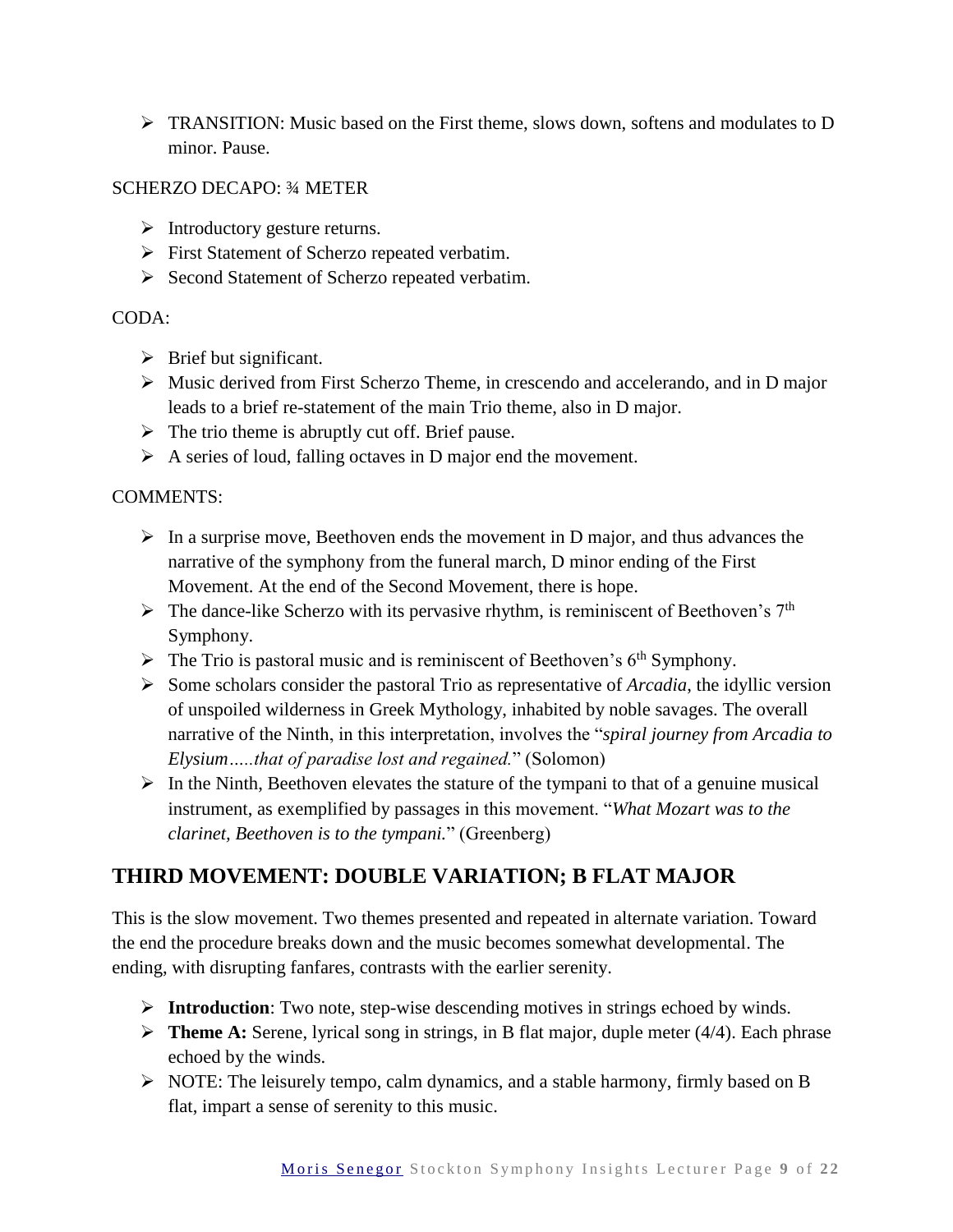- TRANSITION: Music based on the First theme, slows down, softens and modulates to D minor. Pause.

SCHERZO DECAPO: ¾ METER

- Introductory gesture returns.
- First Statement of Scherzo repeated verbatim.
- Second Statement of Scherzo repeated verbatim.

CODA:

- Brief but significant.
- Music derived from First Scherzo Theme, in crescendo and accelerando, and in D major leads to a brief re-statement of the main Trio theme, also in D major.
- The trio theme is abruptly cut off. Brief pause.
- A series of loud, falling octaves in D major end the movement.

COMMENTS:

- In a surprise move, Beethoven ends the movement in D major, and thus advances the narrative of the symphony from the funeral march, D minor ending of the First Movement. At the end of the Second Movement, there is hope.
- The dance-like Scherzo with its pervasive rhythm, is reminiscent of Beethoven's 7th Symphony.
- The Trio is pastoral music and is reminiscent of Beethoven's 6th Symphony.
- Some scholars consider the pastoral Trio as representative of *Arcadia*, the idyllic version of unspoiled wilderness in Greek Mythology, inhabited by noble savages. The overall narrative of the Ninth, in this interpretation, involves the "*spiral journey from Arcadia to Elysium…..that of paradise lost and regained.*" (Solomon)
- In the Ninth, Beethoven elevates the stature of the tympani to that of a genuine musical instrument, as exemplified by passages in this movement. "*What Mozart was to the clarinet, Beethoven is to the tympani.*" (Greenberg)

## THIRD MOVEMENT: DOUBLE VARIATION; B FLAT MAJOR

This is the slow movement. Two themes presented and repeated in alternate variation. Toward the end the procedure breaks down and the music becomes somewhat developmental. The ending, with disrupting fanfares, contrasts with the earlier serenity.

- **Introduction**: Two note, step-wise descending motives in strings echoed by winds.
- **Theme A:** Serene, lyrical song in strings, in B flat major, duple meter (4/4). Each phrase echoed by the winds.
- NOTE: The leisurely tempo, calm dynamics, and a stable harmony, firmly based on B flat, impart a sense of serenity to this music.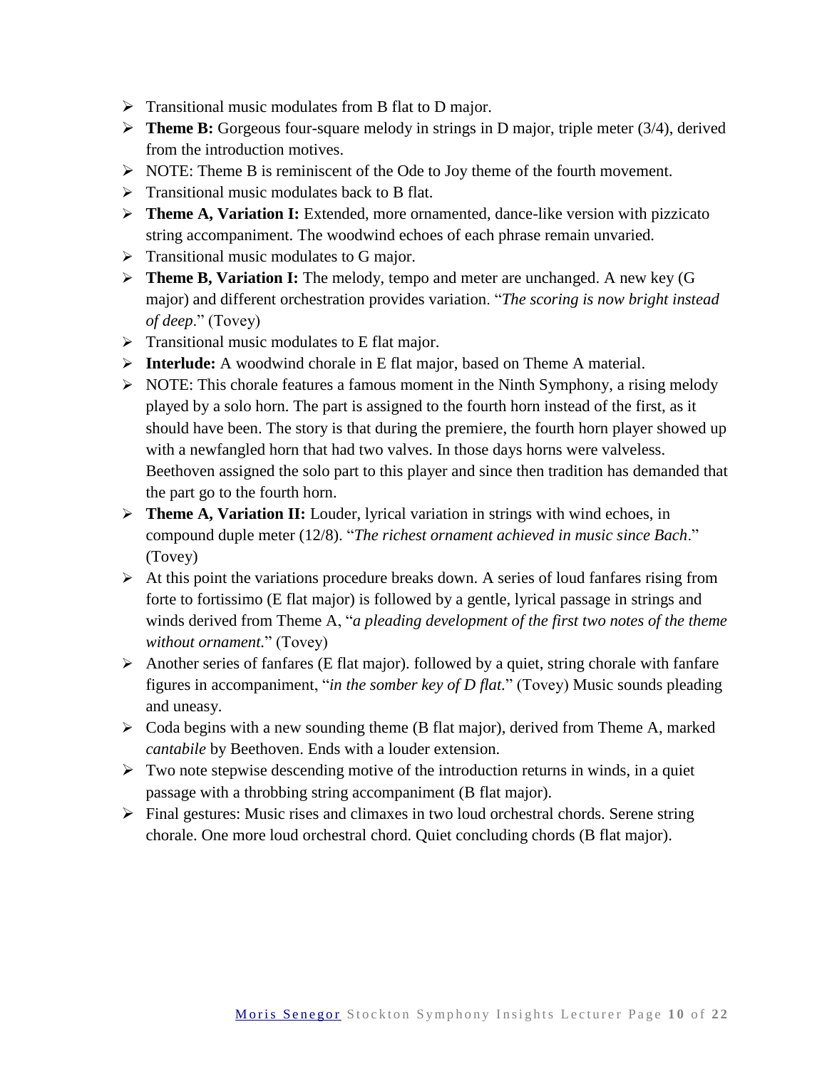- Transitional music modulates from B flat to D major.
- **Theme B:** Gorgeous four-square melody in strings in D major, triple meter (3/4), derived from the introduction motives.
- NOTE: Theme B is reminiscent of the Ode to Joy theme of the fourth movement.
- Transitional music modulates back to B flat.
- **Theme A, Variation I:** Extended, more ornamented, dance-like version with pizzicato string accompaniment. The woodwind echoes of each phrase remain unvaried.
- Transitional music modulates to G major.
- **Theme B, Variation I:** The melody, tempo and meter are unchanged. A new key (G major) and different orchestration provides variation. "*The scoring is now bright instead of deep*." (Tovey)
- Transitional music modulates to E flat major.
- **Interlude:** A woodwind chorale in E flat major, based on Theme A material.
- NOTE: This chorale features a famous moment in the Ninth Symphony, a rising melody played by a solo horn. The part is assigned to the fourth horn instead of the first, as it should have been. The story is that during the premiere, the fourth horn player showed up with a newfangled horn that had two valves. In those days horns were valveless. Beethoven assigned the solo part to this player and since then tradition has demanded that the part go to the fourth horn.
- **Theme A, Variation II:** Louder, lyrical variation in strings with wind echoes, in compound duple meter (12/8). "*The richest ornament achieved in music since Bach*." (Tovey)
- At this point the variations procedure breaks down. A series of loud fanfares rising from forte to fortissimo (E flat major) is followed by a gentle, lyrical passage in strings and winds derived from Theme A, "*a pleading development of the first two notes of the theme without ornament.*" (Tovey)
- Another series of fanfares (E flat major). followed by a quiet, string chorale with fanfare figures in accompaniment, "*in the somber key of D flat.*" (Tovey) Music sounds pleading and uneasy.
- Coda begins with a new sounding theme (B flat major), derived from Theme A, marked *cantabile* by Beethoven. Ends with a louder extension.
- Two note stepwise descending motive of the introduction returns in winds, in a quiet passage with a throbbing string accompaniment (B flat major).
- Final gestures: Music rises and climaxes in two loud orchestral chords. Serene string chorale. One more loud orchestral chord. Quiet concluding chords (B flat major).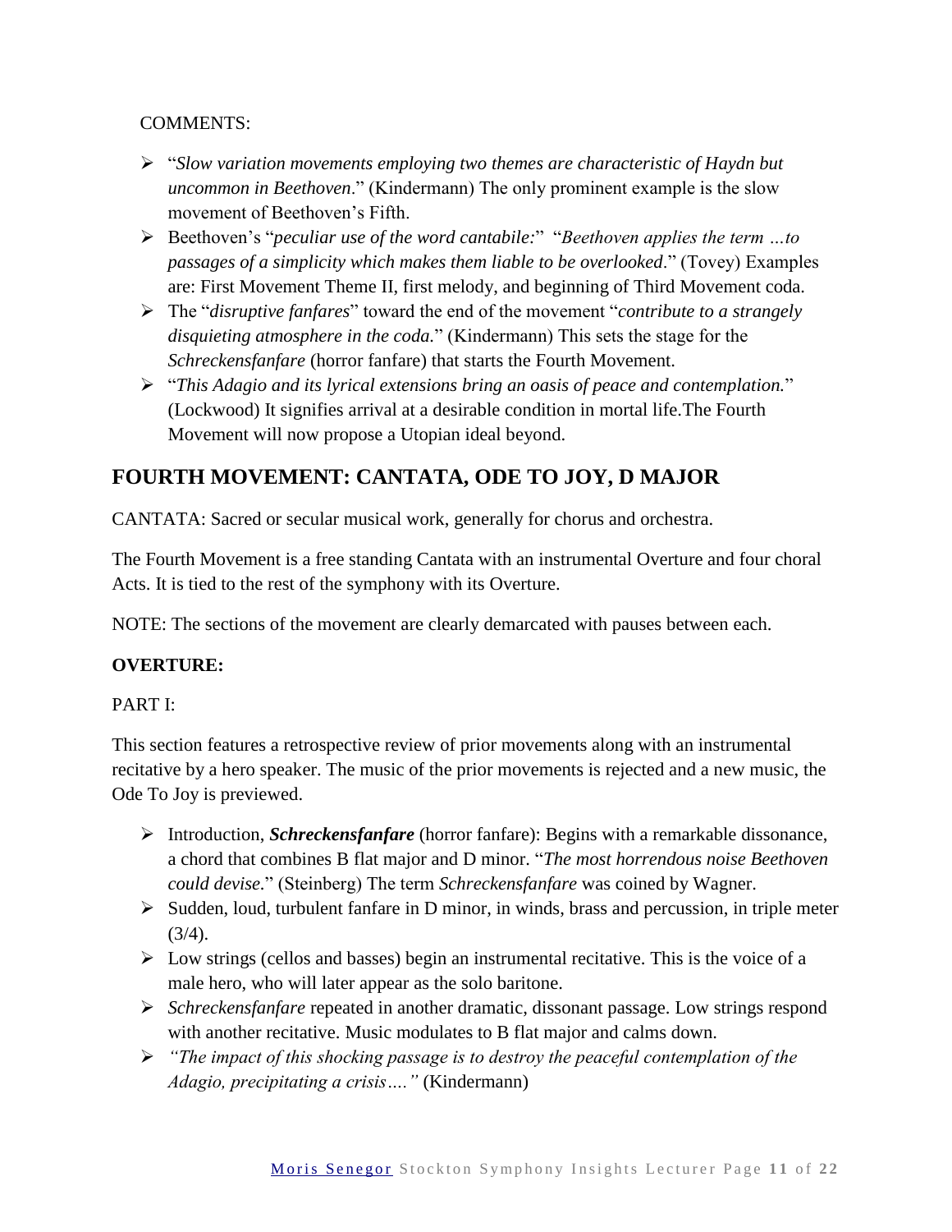COMMENTS:

- "*Slow variation movements employing two themes are characteristic of Haydn but uncommon in Beethoven*." (Kindermann) The only prominent example is the slow movement of Beethoven's Fifth.
- Beethoven's "*peculiar use of the word cantabile:*" "*Beethoven applies the term …to passages of a simplicity which makes them liable to be overlooked*." (Tovey) Examples are: First Movement Theme II, first melody, and beginning of Third Movement coda.
- The "*disruptive fanfares*" toward the end of the movement "*contribute to a strangely disquieting atmosphere in the coda.*" (Kindermann) This sets the stage for the *Schreckensfanfare* (horror fanfare) that starts the Fourth Movement.
- "*This Adagio and its lyrical extensions bring an oasis of peace and contemplation.*" (Lockwood) It signifies arrival at a desirable condition in mortal life.The Fourth Movement will now propose a Utopian ideal beyond.

## FOURTH MOVEMENT: CANTATA, ODE TO JOY, D MAJOR

CANTATA: Sacred or secular musical work, generally for chorus and orchestra.

The Fourth Movement is a free standing Cantata with an instrumental Overture and four choral Acts. It is tied to the rest of the symphony with its Overture.

NOTE: The sections of the movement are clearly demarcated with pauses between each.

**OVERTURE:**

PART I:

This section features a retrospective review of prior movements along with an instrumental recitative by a hero speaker. The music of the prior movements is rejected and a new music, the Ode To Joy is previewed.

- Introduction, ***Schreckensfanfare*** (horror fanfare): Begins with a remarkable dissonance, a chord that combines B flat major and D minor. "*The most horrendous noise Beethoven could devise.*" (Steinberg) The term *Schreckensfanfare* was coined by Wagner.
- Sudden, loud, turbulent fanfare in D minor, in winds, brass and percussion, in triple meter (3/4).
- Low strings (cellos and basses) begin an instrumental recitative. This is the voice of a male hero, who will later appear as the solo baritone.
- *Schreckensfanfare* repeated in another dramatic, dissonant passage. Low strings respond with another recitative. Music modulates to B flat major and calms down.
- *"The impact of this shocking passage is to destroy the peaceful contemplation of the Adagio, precipitating a crisis…."* (Kindermann)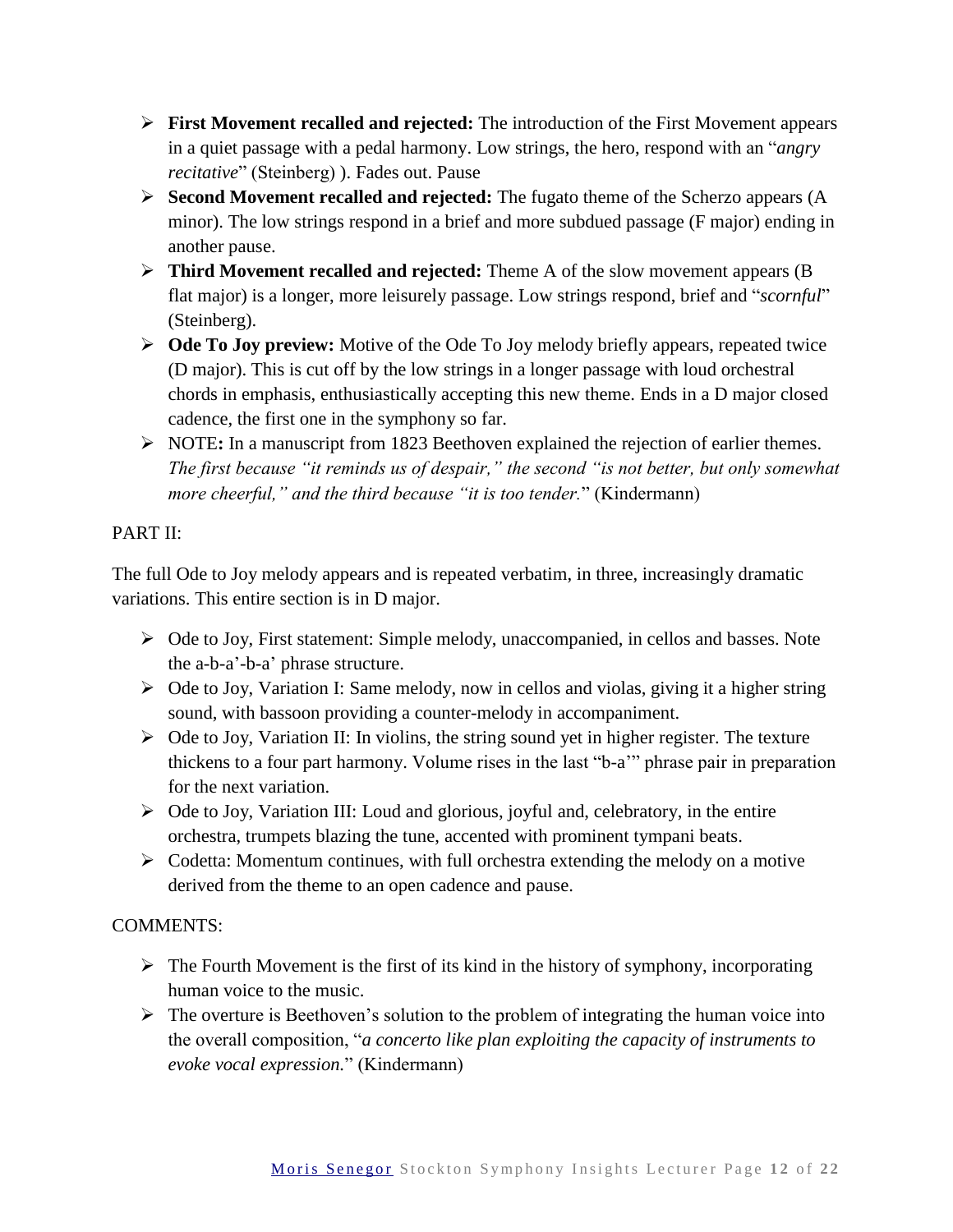- **First Movement recalled and rejected:** The introduction of the First Movement appears in a quiet passage with a pedal harmony. Low strings, the hero, respond with an "*angry recitative*" (Steinberg) ). Fades out. Pause
- **Second Movement recalled and rejected:** The fugato theme of the Scherzo appears (A minor). The low strings respond in a brief and more subdued passage (F major) ending in another pause.
- **Third Movement recalled and rejected:** Theme A of the slow movement appears (B flat major) is a longer, more leisurely passage. Low strings respond, brief and "*scornful*" (Steinberg).
- **Ode To Joy preview:** Motive of the Ode To Joy melody briefly appears, repeated twice (D major). This is cut off by the low strings in a longer passage with loud orchestral chords in emphasis, enthusiastically accepting this new theme. Ends in a D major closed cadence, the first one in the symphony so far.
- NOTE**:** In a manuscript from 1823 Beethoven explained the rejection of earlier themes. *The first because "it reminds us of despair," the second "is not better, but only somewhat more cheerful," and the third because "it is too tender.*" (Kindermann)

PART II:

The full Ode to Joy melody appears and is repeated verbatim, in three, increasingly dramatic variations. This entire section is in D major.

- Ode to Joy, First statement: Simple melody, unaccompanied, in cellos and basses. Note the a-b-a'-b-a' phrase structure.
- Ode to Joy, Variation I: Same melody, now in cellos and violas, giving it a higher string sound, with bassoon providing a counter-melody in accompaniment.
- Ode to Joy, Variation II: In violins, the string sound yet in higher register. The texture thickens to a four part harmony. Volume rises in the last "b-a'" phrase pair in preparation for the next variation.
- Ode to Joy, Variation III: Loud and glorious, joyful and, celebratory, in the entire orchestra, trumpets blazing the tune, accented with prominent tympani beats.
- Codetta: Momentum continues, with full orchestra extending the melody on a motive derived from the theme to an open cadence and pause.

COMMENTS:

- The Fourth Movement is the first of its kind in the history of symphony, incorporating human voice to the music.
- The overture is Beethoven's solution to the problem of integrating the human voice into the overall composition, "*a concerto like plan exploiting the capacity of instruments to evoke vocal expression.*" (Kindermann)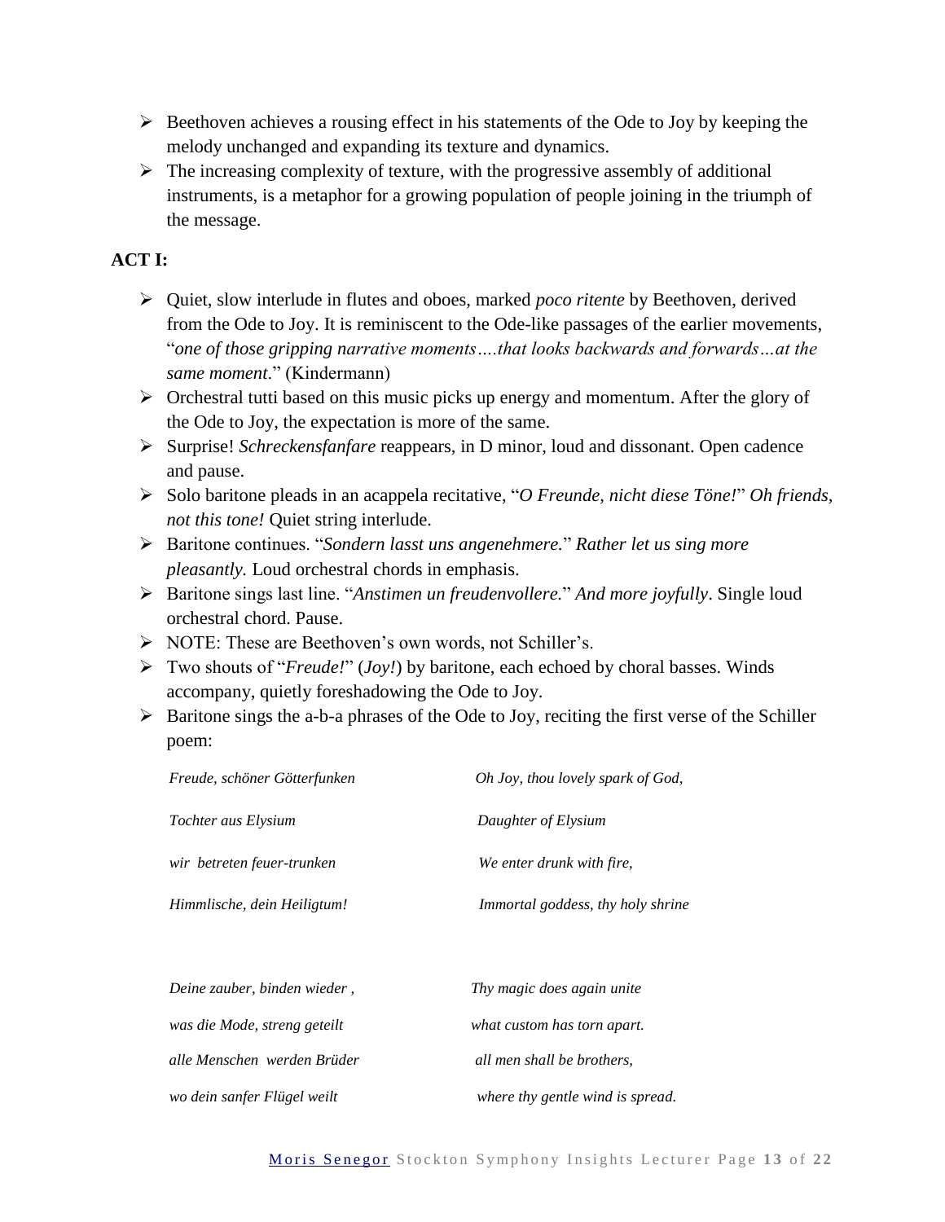- Beethoven achieves a rousing effect in his statements of the Ode to Joy by keeping the melody unchanged and expanding its texture and dynamics.
- The increasing complexity of texture, with the progressive assembly of additional instruments, is a metaphor for a growing population of people joining in the triumph of the message.

**ACT I:**

- Quiet, slow interlude in flutes and oboes, marked *poco ritente* by Beethoven, derived from the Ode to Joy. It is reminiscent to the Ode-like passages of the earlier movements, "*one of those gripping narrative moments….that looks backwards and forwards…at the same moment*." (Kindermann)
- Orchestral tutti based on this music picks up energy and momentum. After the glory of the Ode to Joy, the expectation is more of the same.
- Surprise! *Schreckensfanfare* reappears, in D minor, loud and dissonant. Open cadence and pause.
- Solo baritone pleads in an acappela recitative, "*O Freunde, nicht diese Töne!*" *Oh friends, not this tone!* Quiet string interlude.
- Baritone continues. "*Sondern lasst uns angenehmere.*" *Rather let us sing more pleasantly.* Loud orchestral chords in emphasis.
- Baritone sings last line. "*Anstimen un freudenvollere.*" *And more joyfully*. Single loud orchestral chord. Pause.
- NOTE: These are Beethoven's own words, not Schiller's.
- Two shouts of "*Freude!*" (*Joy!*) by baritone, each echoed by choral basses. Winds accompany, quietly foreshadowing the Ode to Joy.
- Baritone sings the a-b-a phrases of the Ode to Joy, reciting the first verse of the Schiller poem:

| | |
|---|---|
| *Freude, schöner Götterfunken* | *Oh Joy, thou lovely spark of God,* |
| *Tochter aus Elysium* | *Daughter of Elysium* |
| *wir betreten feuer-trunken* | *We enter drunk with fire,* |
| *Himmlische, dein Heiligtum!* | *Immortal goddess, thy holy shrine* |
| | |
| *Deine zauber, binden wieder ,* | *Thy magic does again unite* |
| *was die Mode, streng geteilt* | *what custom has torn apart.* |
| *alle Menschen werden Brüder* | *all men shall be brothers,* |
| *wo dein sanfer Flügel weilt* | *where thy gentle wind is spread.* |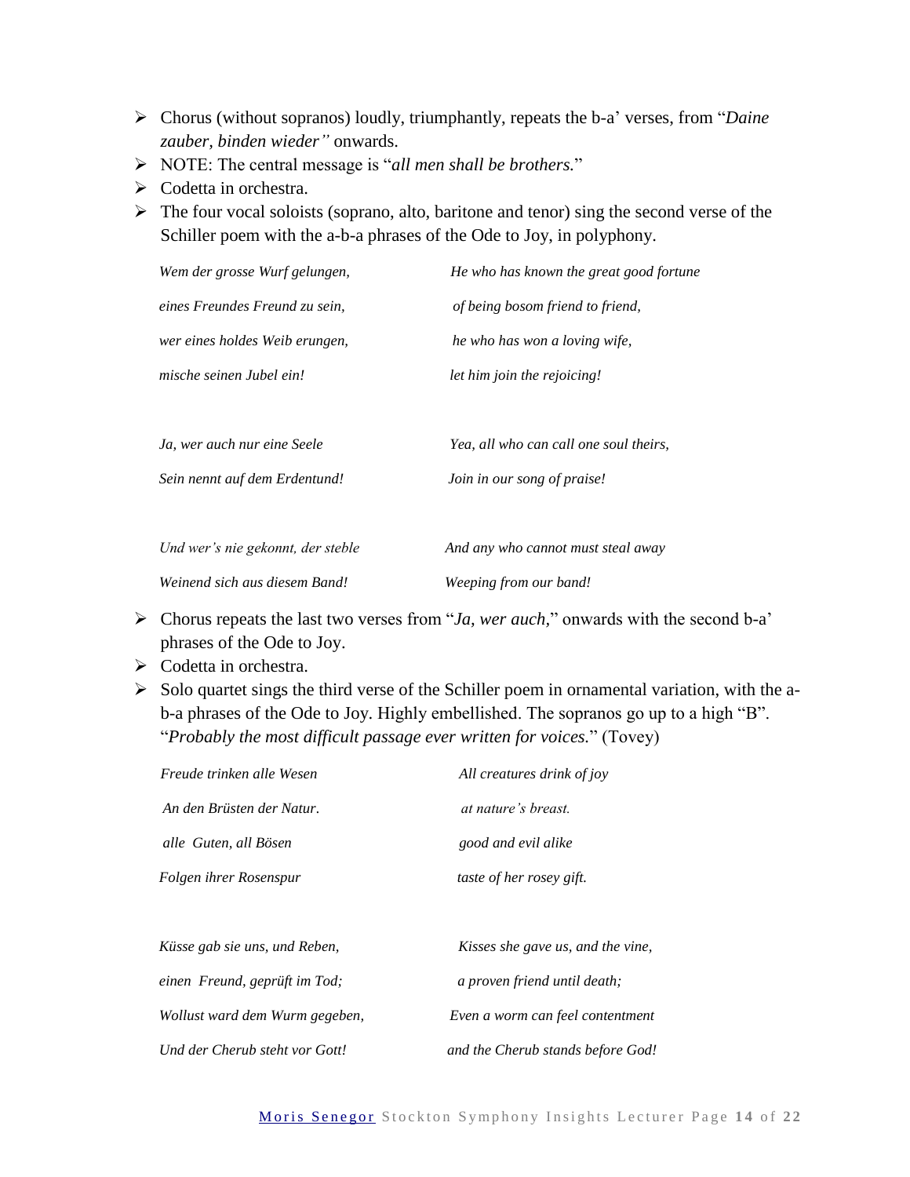- Chorus (without sopranos) loudly, triumphantly, repeats the b-a' verses, from "*Daine zauber, binden wieder"* onwards.
- NOTE: The central message is "*all men shall be brothers.*"
- Codetta in orchestra.
- The four vocal soloists (soprano, alto, baritone and tenor) sing the second verse of the Schiller poem with the a-b-a phrases of the Ode to Joy, in polyphony.

| | |
|---|---|
| *Wem der grosse Wurf gelungen,* | *He who has known the great good fortune* |
| *eines Freundes Freund zu sein,* | *of being bosom friend to friend,* |
| *wer eines holdes Weib erungen,* | *he who has won a loving wife,* |
| *mische seinen Jubel ein!* | *let him join the rejoicing!* |
| | |
| *Ja, wer auch nur eine Seele* | *Yea, all who can call one soul theirs,* |
| *Sein nennt auf dem Erdentund!* | *Join in our song of praise!* |
| | |
| *Und wer's nie gekonnt, der steble* | *And any who cannot must steal away* |
| *Weinend sich aus diesem Band!* | *Weeping from our band!* |

- Chorus repeats the last two verses from "*Ja, wer auch,*" onwards with the second b-a' phrases of the Ode to Joy.
- Codetta in orchestra.
- Solo quartet sings the third verse of the Schiller poem in ornamental variation, with the a-b-a phrases of the Ode to Joy. Highly embellished. The sopranos go up to a high "B". "*Probably the most difficult passage ever written for voices.*" (Tovey)

| | |
|---|---|
| *Freude trinken alle Wesen* | *All creatures drink of joy* |
| *An den Brüsten der Natur.* | *at nature's breast.* |
| *alle Guten, all Bösen* | *good and evil alike* |
| *Folgen ihrer Rosenspur* | *taste of her rosey gift.* |
| | |
| *Küsse gab sie uns, und Reben,* | *Kisses she gave us, and the vine,* |
| *einen Freund, geprüft im Tod;* | *a proven friend until death;* |
| *Wollust ward dem Wurm gegeben,* | *Even a worm can feel contentment* |
| *Und der Cherub steht vor Gott!* | *and the Cherub stands before God!* |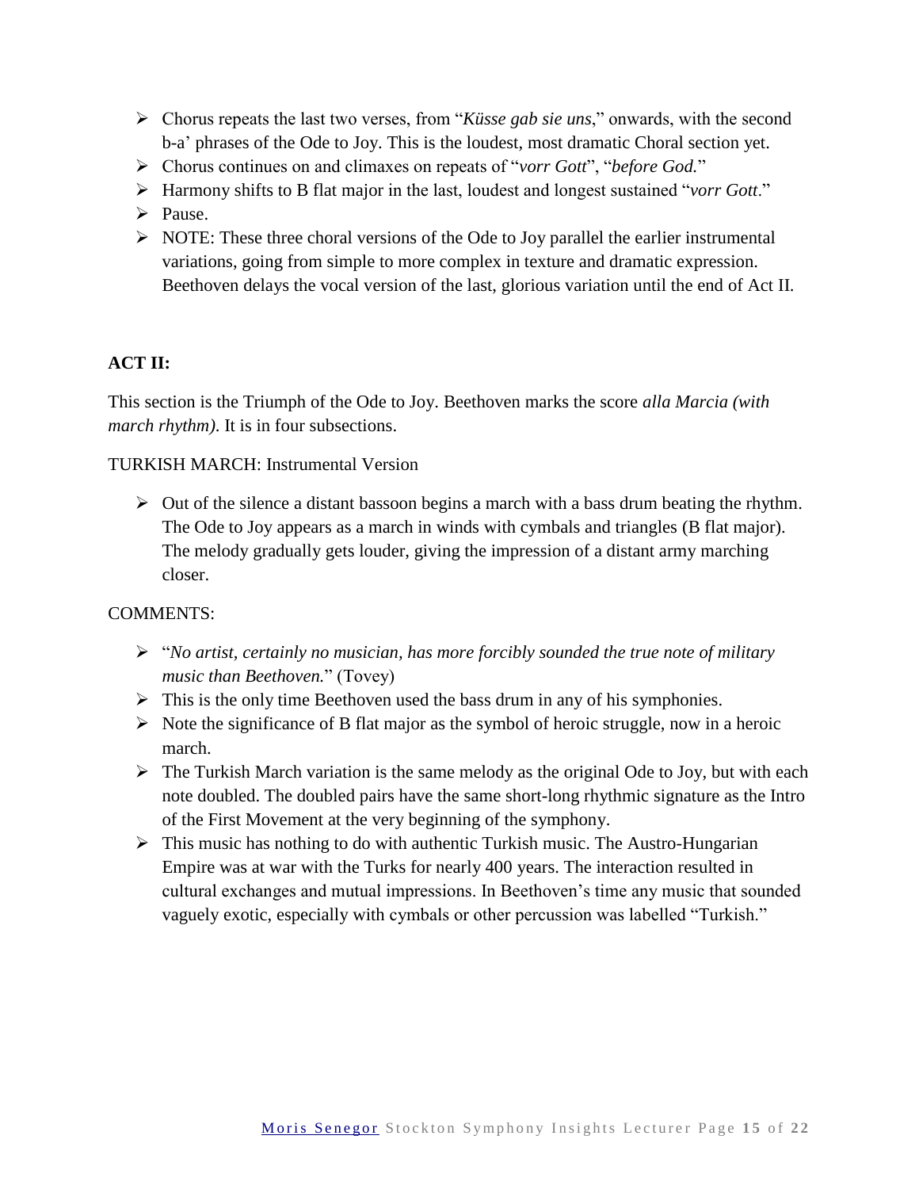- Chorus repeats the last two verses, from "*Küsse gab sie uns*," onwards, with the second b-a' phrases of the Ode to Joy. This is the loudest, most dramatic Choral section yet.
- Chorus continues on and climaxes on repeats of "*vorr Gott*", "*before God.*"
- Harmony shifts to B flat major in the last, loudest and longest sustained "*vorr Gott*."
- Pause.
- NOTE: These three choral versions of the Ode to Joy parallel the earlier instrumental variations, going from simple to more complex in texture and dramatic expression. Beethoven delays the vocal version of the last, glorious variation until the end of Act II.

**ACT II:**

This section is the Triumph of the Ode to Joy. Beethoven marks the score *alla Marcia (with march rhythm)*. It is in four subsections.

TURKISH MARCH: Instrumental Version

- Out of the silence a distant bassoon begins a march with a bass drum beating the rhythm. The Ode to Joy appears as a march in winds with cymbals and triangles (B flat major). The melody gradually gets louder, giving the impression of a distant army marching closer.

COMMENTS:

- "*No artist, certainly no musician, has more forcibly sounded the true note of military music than Beethoven.*" (Tovey)
- This is the only time Beethoven used the bass drum in any of his symphonies.
- Note the significance of B flat major as the symbol of heroic struggle, now in a heroic march.
- The Turkish March variation is the same melody as the original Ode to Joy, but with each note doubled. The doubled pairs have the same short-long rhythmic signature as the Intro of the First Movement at the very beginning of the symphony.
- This music has nothing to do with authentic Turkish music. The Austro-Hungarian Empire was at war with the Turks for nearly 400 years. The interaction resulted in cultural exchanges and mutual impressions. In Beethoven's time any music that sounded vaguely exotic, especially with cymbals or other percussion was labelled "Turkish."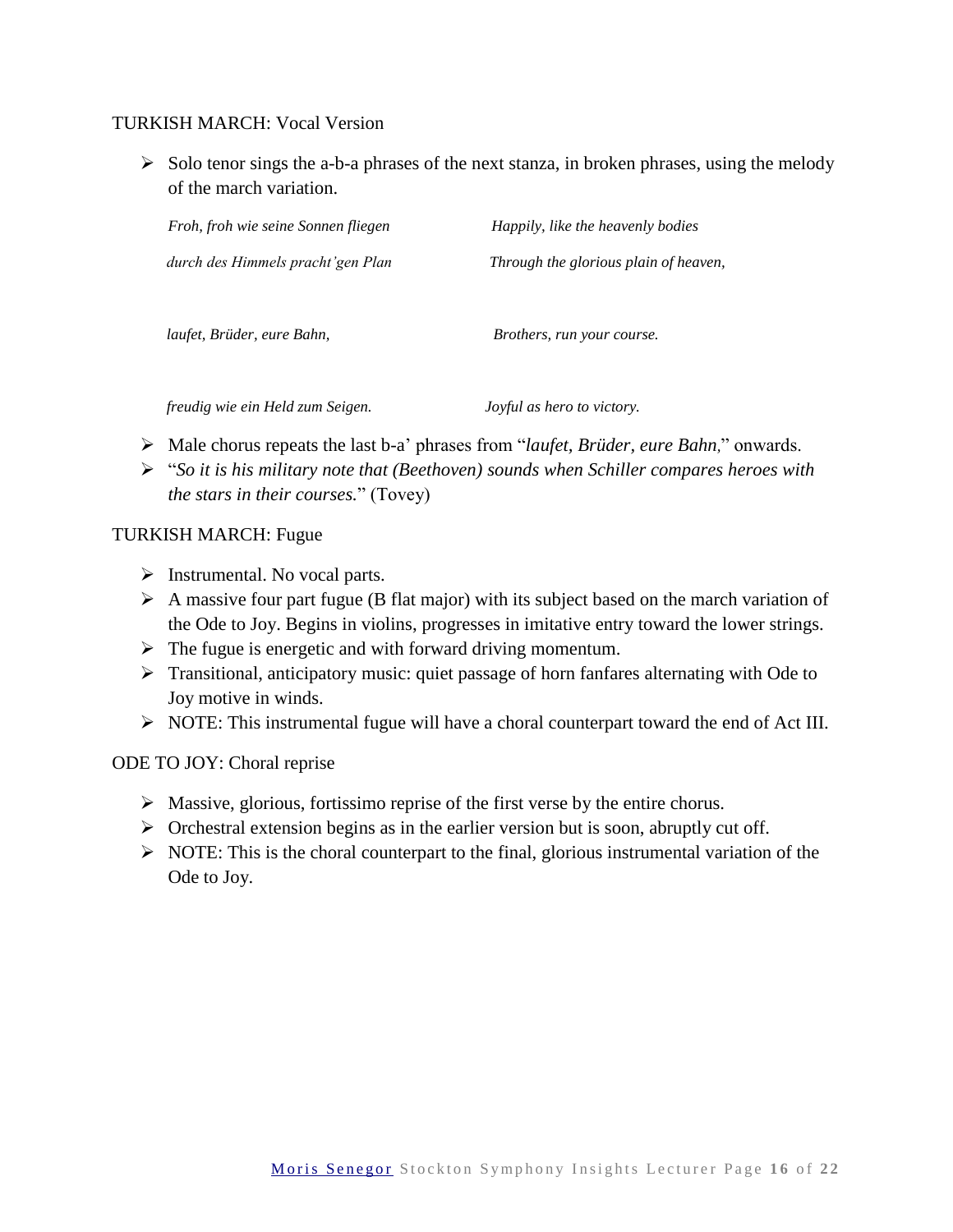TURKISH MARCH: Vocal Version

- Solo tenor sings the a-b-a phrases of the next stanza, in broken phrases, using the melody of the march variation.

| | |
|---|---|
| *Froh, froh wie seine Sonnen fliegen* | *Happily, like the heavenly bodies* |
| *durch des Himmels pracht'gen Plan* | *Through the glorious plain of heaven,* |
| *laufet, Brüder, eure Bahn,* | *Brothers, run your course.* |
| *freudig wie ein Held zum Seigen.* | *Joyful as hero to victory.* |

- Male chorus repeats the last b-a' phrases from "*laufet, Brüder, eure Bahn,*" onwards.
- "*So it is his military note that (Beethoven) sounds when Schiller compares heroes with the stars in their courses.*" (Tovey)

TURKISH MARCH: Fugue

- Instrumental. No vocal parts.
- A massive four part fugue (B flat major) with its subject based on the march variation of the Ode to Joy. Begins in violins, progresses in imitative entry toward the lower strings.
- The fugue is energetic and with forward driving momentum.
- Transitional, anticipatory music: quiet passage of horn fanfares alternating with Ode to Joy motive in winds.
- NOTE: This instrumental fugue will have a choral counterpart toward the end of Act III.

ODE TO JOY: Choral reprise

- Massive, glorious, fortissimo reprise of the first verse by the entire chorus.
- Orchestral extension begins as in the earlier version but is soon, abruptly cut off.
- NOTE: This is the choral counterpart to the final, glorious instrumental variation of the Ode to Joy.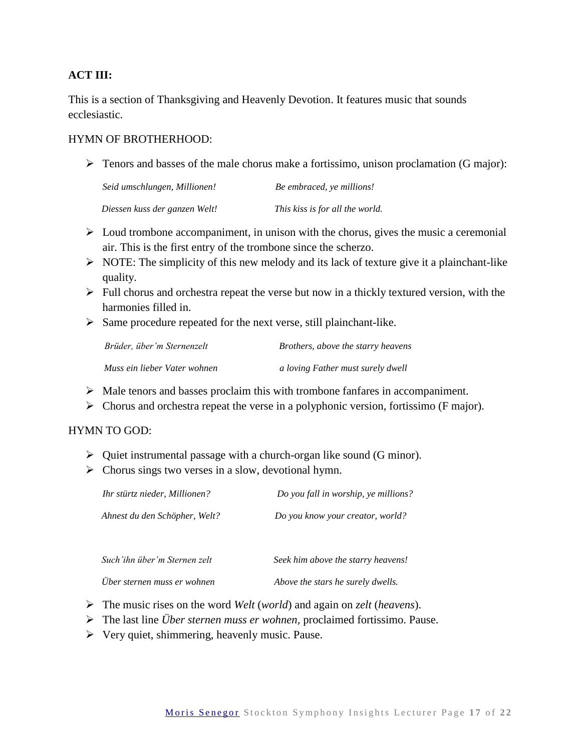**ACT III:**

This is a section of Thanksgiving and Heavenly Devotion. It features music that sounds ecclesiastic.

HYMN OF BROTHERHOOD:

- Tenors and basses of the male chorus make a fortissimo, unison proclamation (G major):

| *Seid umschlungen, Millionen!* | *Be embraced, ye millions!* |
|---|---|
| *Diessen kuss der ganzen Welt!* | *This kiss is for all the world.* |

- Loud trombone accompaniment, in unison with the chorus, gives the music a ceremonial air. This is the first entry of the trombone since the scherzo.
- NOTE: The simplicity of this new melody and its lack of texture give it a plainchant-like quality.
- Full chorus and orchestra repeat the verse but now in a thickly textured version, with the harmonies filled in.
- Same procedure repeated for the next verse, still plainchant-like.

| *Brüder, über'm Sternenzelt* | *Brothers, above the starry heavens* |
|---|---|
| *Muss ein lieber Vater wohnen* | *a loving Father must surely dwell* |

- Male tenors and basses proclaim this with trombone fanfares in accompaniment.
- Chorus and orchestra repeat the verse in a polyphonic version, fortissimo (F major).

HYMN TO GOD:

- Quiet instrumental passage with a church-organ like sound (G minor).
- Chorus sings two verses in a slow, devotional hymn.

| *Ihr stürtz nieder, Millionen?* | *Do you fall in worship, ye millions?* |
|---|---|
| *Ahnest du den Schöpher, Welt?* | *Do you know your creator, world?* |
| | |
| *Such'ihn über'm Sternen zelt* | *Seek him above the starry heavens!* |
| *Über sternen muss er wohnen* | *Above the stars he surely dwells.* |

- The music rises on the word *Welt* (*world*) and again on *zelt* (*heavens*).
- The last line *Über sternen muss er wohnen*, proclaimed fortissimo. Pause.
- Very quiet, shimmering, heavenly music. Pause.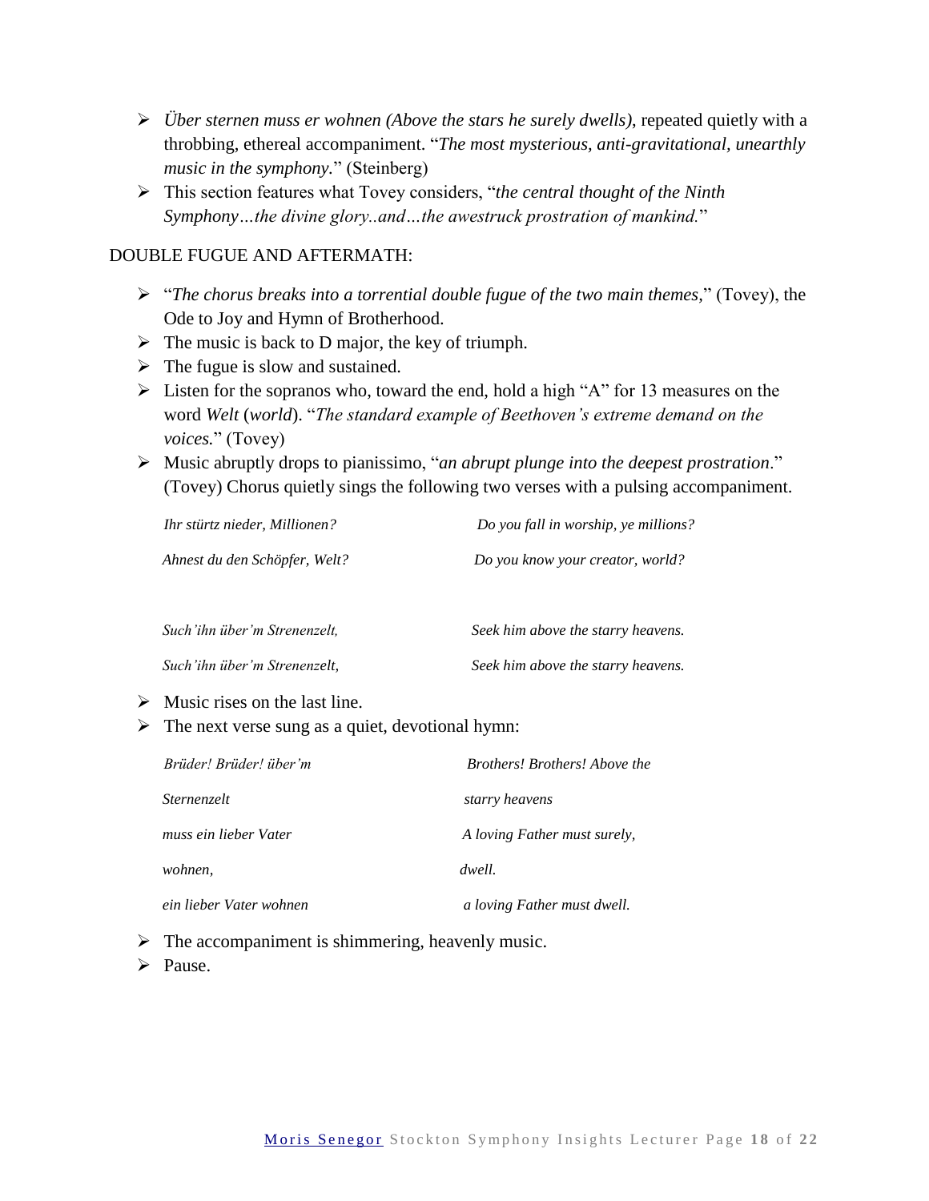- *Über sternen muss er wohnen (Above the stars he surely dwells)*, repeated quietly with a throbbing, ethereal accompaniment. "*The most mysterious, anti-gravitational, unearthly music in the symphony.*" (Steinberg)
- This section features what Tovey considers, "*the central thought of the Ninth Symphony…the divine glory..and…the awestruck prostration of mankind.*"

DOUBLE FUGUE AND AFTERMATH:

- "*The chorus breaks into a torrential double fugue of the two main themes,*" (Tovey), the Ode to Joy and Hymn of Brotherhood.
- The music is back to D major, the key of triumph.
- The fugue is slow and sustained.
- Listen for the sopranos who, toward the end, hold a high "A" for 13 measures on the word *Welt* (*world*). "*The standard example of Beethoven's extreme demand on the voices.*" (Tovey)
- Music abruptly drops to pianissimo, "*an abrupt plunge into the deepest prostration*." (Tovey) Chorus quietly sings the following two verses with a pulsing accompaniment.

| | |
|---|---|
| *Ihr stürtz nieder, Millionen?* | *Do you fall in worship, ye millions?* |
| *Ahnest du den Schöpfer, Welt?* | *Do you know your creator, world?* |
| | |
| *Such'ihn über'm Strenenzelt,* | *Seek him above the starry heavens.* |
| *Such'ihn über'm Strenenzelt,* | *Seek him above the starry heavens.* |

- Music rises on the last line.
- The next verse sung as a quiet, devotional hymn:

| | |
|---|---|
| *Brüder! Brüder! über'm* | *Brothers! Brothers! Above the* |
| *Sternenzelt* | *starry heavens* |
| *muss ein lieber Vater* | *A loving Father must surely,* |
| *wohnen,* | *dwell.* |
| *ein lieber Vater wohnen* | *a loving Father must dwell.* |

- The accompaniment is shimmering, heavenly music.
- Pause.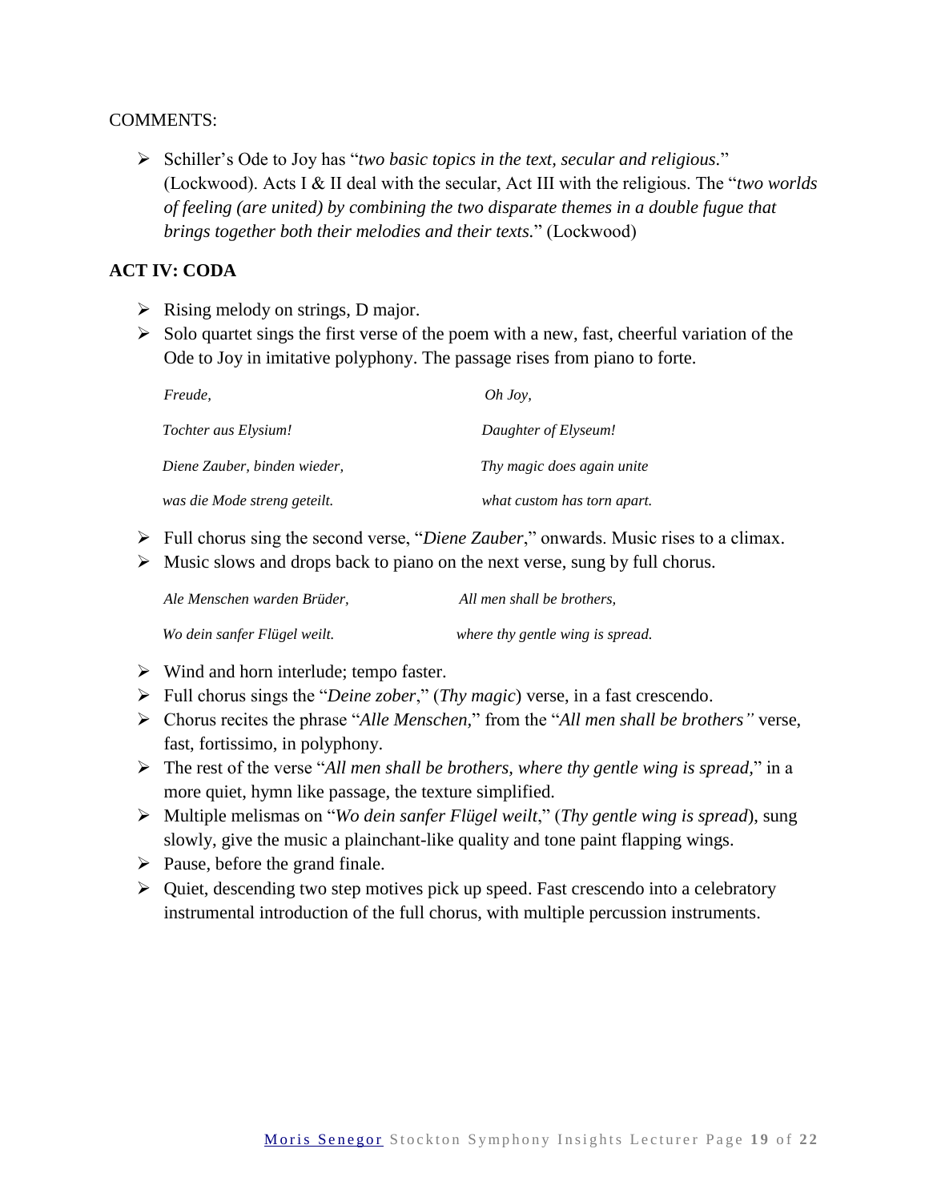COMMENTS:

- Schiller's Ode to Joy has "*two basic topics in the text, secular and religious*." (Lockwood). Acts I & II deal with the secular, Act III with the religious. The "*two worlds of feeling (are united) by combining the two disparate themes in a double fugue that brings together both their melodies and their texts.*" (Lockwood)

**ACT IV: CODA**

- Rising melody on strings, D major.
- Solo quartet sings the first verse of the poem with a new, fast, cheerful variation of the Ode to Joy in imitative polyphony. The passage rises from piano to forte.

| | |
|---|---|
| *Freude,* | *Oh Joy,* |
| *Tochter aus Elysium!* | *Daughter of Elyseum!* |
| *Diene Zauber, binden wieder,* | *Thy magic does again unite* |
| *was die Mode streng geteilt.* | *what custom has torn apart.* |

- Full chorus sing the second verse, "*Diene Zauber*," onwards. Music rises to a climax.
- Music slows and drops back to piano on the next verse, sung by full chorus.

| | |
|---|---|
| *Ale Menschen warden Brüder,* | *All men shall be brothers,* |
| *Wo dein sanfer Flügel weilt.* | *where thy gentle wing is spread.* |

- Wind and horn interlude; tempo faster.
- Full chorus sings the "*Deine zober*," (*Thy magic*) verse, in a fast crescendo.
- Chorus recites the phrase "*Alle Menschen,*" from the "*All men shall be brothers"* verse, fast, fortissimo, in polyphony.
- The rest of the verse "*All men shall be brothers, where thy gentle wing is spread,*" in a more quiet, hymn like passage, the texture simplified.
- Multiple melismas on "*Wo dein sanfer Flügel weilt*," (*Thy gentle wing is spread*), sung slowly, give the music a plainchant-like quality and tone paint flapping wings.
- Pause, before the grand finale.
- Quiet, descending two step motives pick up speed. Fast crescendo into a celebratory instrumental introduction of the full chorus, with multiple percussion instruments.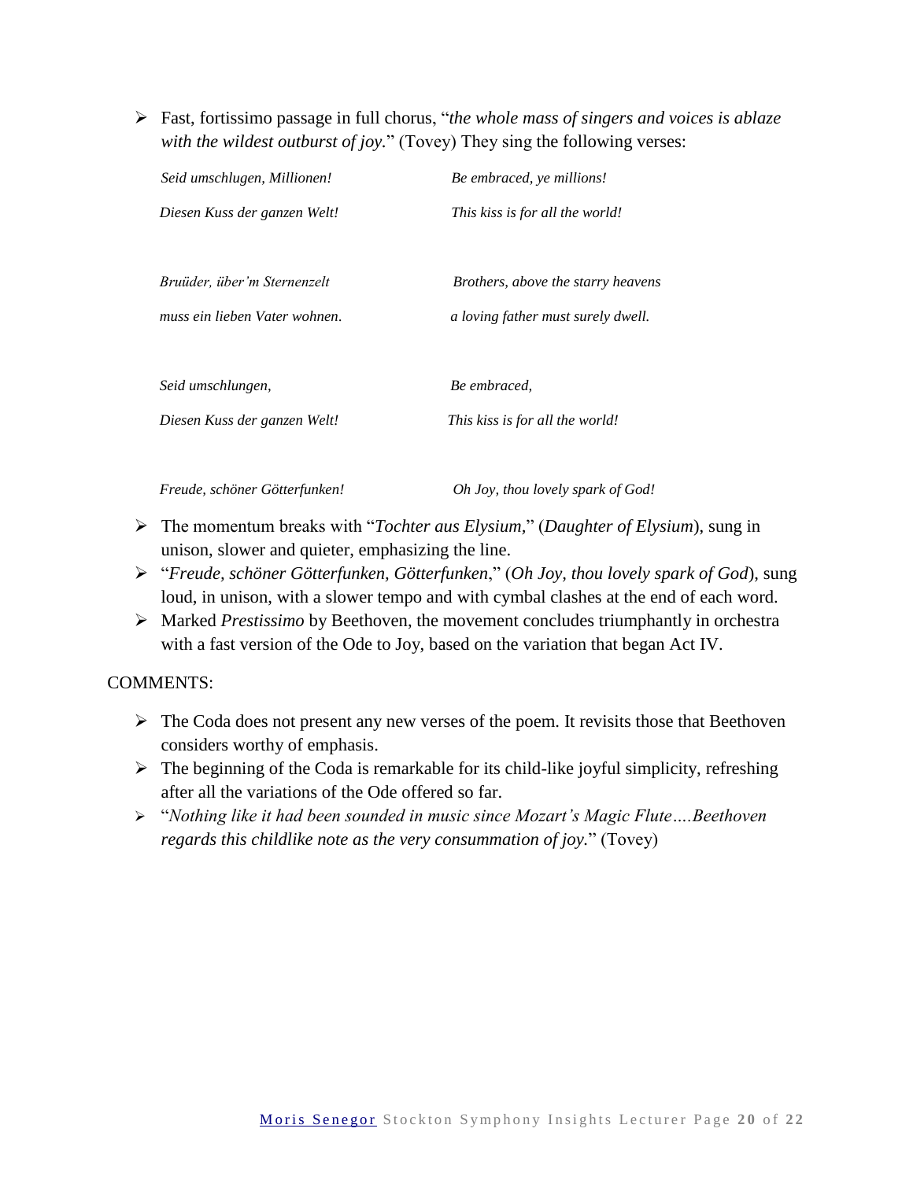- Fast, fortissimo passage in full chorus, "*the whole mass of singers and voices is ablaze with the wildest outburst of joy.*" (Tovey) They sing the following verses:

| | |
|---|---|
| *Seid umschlugen, Millionen!* | *Be embraced, ye millions!* |
| *Diesen Kuss der ganzen Welt!* | *This kiss is for all the world!* |
| | |
| *Bruüder, über'm Sternenzelt* | *Brothers, above the starry heavens* |
| *muss ein lieben Vater wohnen*. | *a loving father must surely dwell.* |
| | |
| *Seid umschlungen,* | *Be embraced,* |
| *Diesen Kuss der ganzen Welt!* | *This kiss is for all the world!* |
| | |
| *Freude, schöner Götterfunken!* | *Oh Joy, thou lovely spark of God!* |

- The momentum breaks with "*Tochter aus Elysium,*" (*Daughter of Elysium*), sung in unison, slower and quieter, emphasizing the line.
- "*Freude, schöner Götterfunken, Götterfunken*," (*Oh Joy, thou lovely spark of God*), sung loud, in unison, with a slower tempo and with cymbal clashes at the end of each word.
- Marked *Prestissimo* by Beethoven, the movement concludes triumphantly in orchestra with a fast version of the Ode to Joy, based on the variation that began Act IV.

COMMENTS:

- The Coda does not present any new verses of the poem. It revisits those that Beethoven considers worthy of emphasis.
- The beginning of the Coda is remarkable for its child-like joyful simplicity, refreshing after all the variations of the Ode offered so far.
- "*Nothing like it had been sounded in music since Mozart's Magic Flute….Beethoven regards this childlike note as the very consummation of joy.*" (Tovey)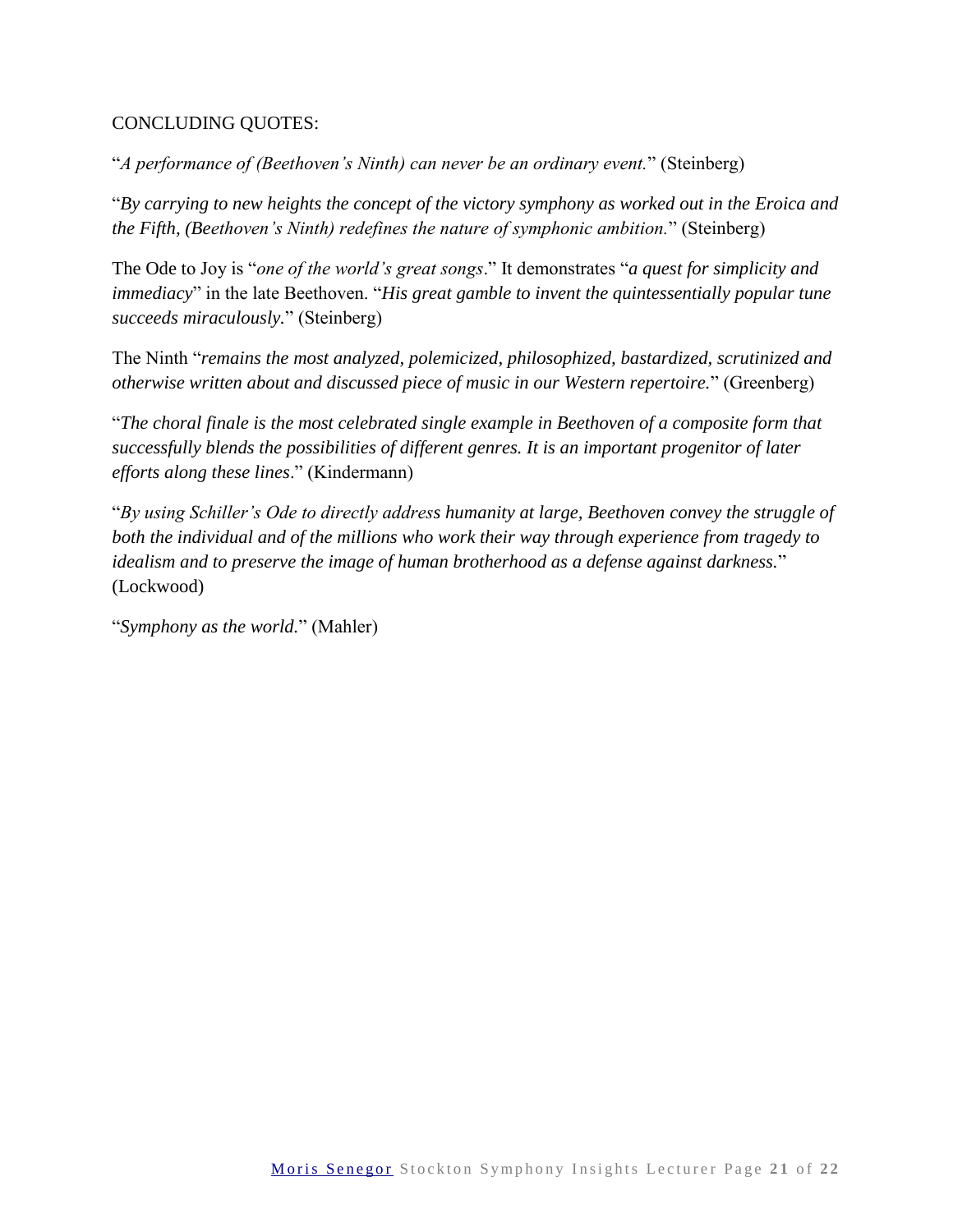CONCLUDING QUOTES:

"*A performance of (Beethoven's Ninth) can never be an ordinary event.*" (Steinberg)

"*By carrying to new heights the concept of the victory symphony as worked out in the Eroica and the Fifth, (Beethoven's Ninth) redefines the nature of symphonic ambition.*" (Steinberg)

The Ode to Joy is "*one of the world's great songs*." It demonstrates "*a quest for simplicity and immediacy*" in the late Beethoven. "*His great gamble to invent the quintessentially popular tune succeeds miraculously.*" (Steinberg)

The Ninth "*remains the most analyzed, polemicized, philosophized, bastardized, scrutinized and otherwise written about and discussed piece of music in our Western repertoire.*" (Greenberg)

"*The choral finale is the most celebrated single example in Beethoven of a composite form that successfully blends the possibilities of different genres. It is an important progenitor of later efforts along these lines*." (Kindermann)

"*By using Schiller's Ode to directly address humanity at large, Beethoven convey the struggle of both the individual and of the millions who work their way through experience from tragedy to idealism and to preserve the image of human brotherhood as a defense against darkness.*" (Lockwood)

"*Symphony as the world.*" (Mahler)